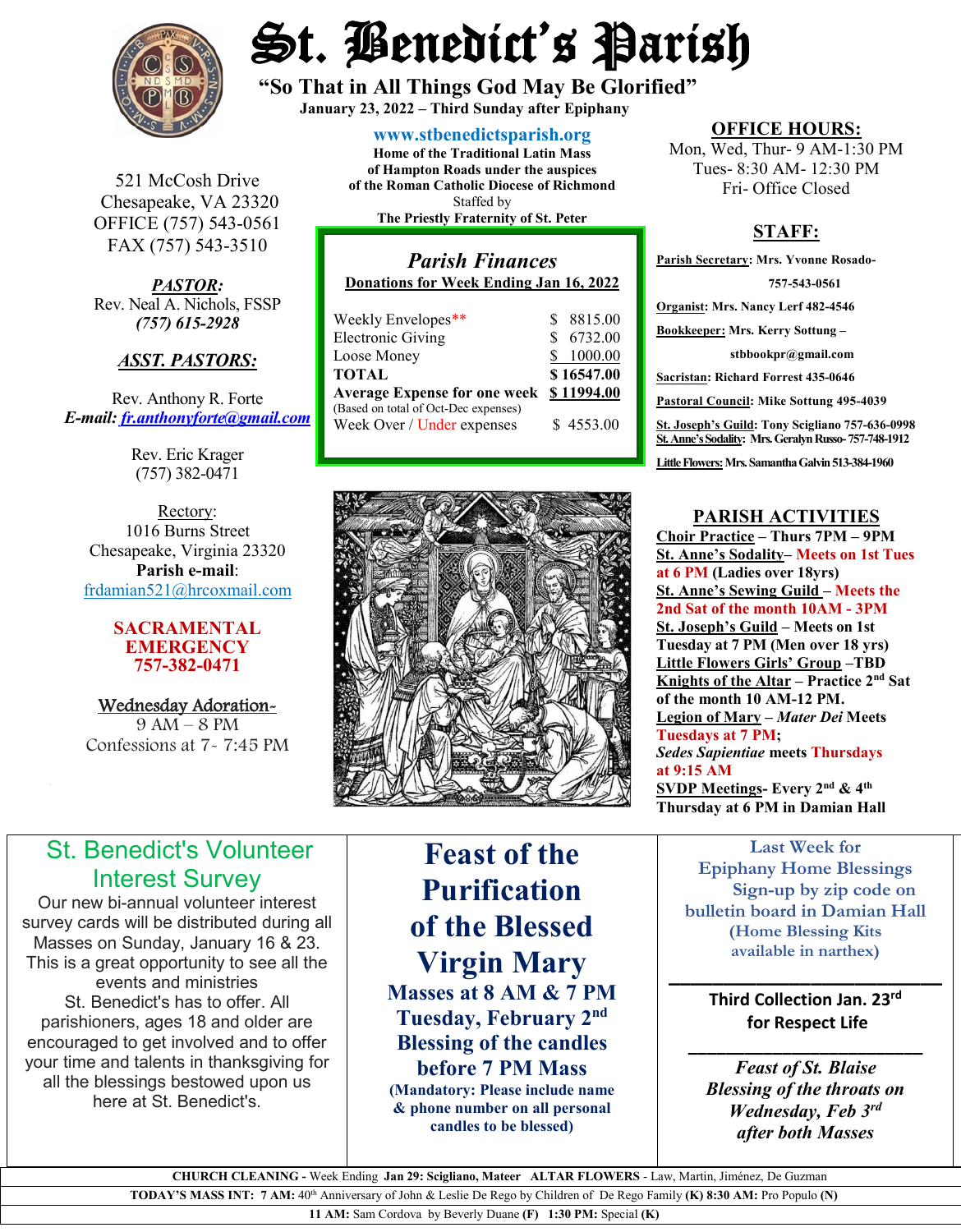# St. Benedict's Parish

**"So That in All Things God May Be Glorified"**

**January 23, 2022 – Third Sunday after Epiphany**

521 McCosh Drive
Chesapeake, VA 23320
OFFICE (757) 543-0561
FAX (757) 543-3510

***PASTOR:***
Rev. Neal A. Nichols, FSSP
***(757) 615-2928***

***ASST. PASTORS:***

Rev. Anthony R. Forte
***E-mail:*** ***fr.anthonyforte@gmail.com***

Rev. Eric Krager
(757) 382-0471

Rectory:
1016 Burns Street
Chesapeake, Virginia 23320
**Parish e-mail**:
frdamian521@hrcoxmail.com

**SACRAMENTAL EMERGENCY**
**757-382-0471**

Wednesday Adoration-
9 AM – 8 PM
Confessions at 7- 7:45 PM

**www.stbenedictsparish.org**
**Home of the Traditional Latin Mass of Hampton Roads under the auspices of the Roman Catholic Diocese of Richmond**
Staffed by
**The Priestly Fraternity of St. Peter**

## *Parish Finances*

**Donations for Week Ending Jan 16, 2022**

| | |
|---|---|
| Weekly Envelopes** | $ 8815.00 |
| Electronic Giving | $ 6732.00 |
| Loose Money | $ 1000.00 |
| **TOTAL** | **$ 16547.00** |
| **Average Expense for one week** (Based on total of Oct-Dec expenses) | **$ 11994.00** |
| Week Over / Under expenses | $ 4553.00 |

## OFFICE HOURS:

Mon, Wed, Thur- 9 AM-1:30 PM
Tues- 8:30 AM- 12:30 PM
Fri- Office Closed

## STAFF:

**Parish Secretary: Mrs. Yvonne Rosado- 757-543-0561**

**Organist: Mrs. Nancy Lerf 482-4546**

**Bookkeeper: Mrs. Kerry Sottung – stbbookpr@gmail.com**

**Sacristan: Richard Forrest 435-0646**

**Pastoral Council: Mike Sottung 495-4039**

**St. Joseph's Guild: Tony Scigliano 757-636-0998**

**St. Anne's Sodality: Mrs. Geralyn Russo- 757-748-1912**

**Little Flowers: Mrs. Samantha Galvin 513-384-1960**

## PARISH ACTIVITIES

**Choir Practice – Thurs 7PM – 9PM**
**St. Anne's Sodality– Meets on 1st Tues at 6 PM (Ladies over 18yrs)**
**St. Anne's Sewing Guild – Meets the 2nd Sat of the month 10AM - 3PM**
**St. Joseph's Guild – Meets on 1st Tuesday at 7 PM (Men over 18 yrs)**
**Little Flowers Girls' Group –TBD**
**Knights of the Altar – Practice 2nd Sat of the month 10 AM-12 PM.**
**Legion of Mary – *Mater Dei* Meets Tuesdays at 7 PM;**
***Sedes Sapientiae* meets Thursdays at 9:15 AM**
**SVDP Meetings- Every 2nd & 4th Thursday at 6 PM in Damian Hall**

## St. Benedict's Volunteer Interest Survey

Our new bi-annual volunteer interest survey cards will be distributed during all Masses on Sunday, January 16 & 23. This is a great opportunity to see all the events and ministries St. Benedict's has to offer. All parishioners, ages 18 and older are encouraged to get involved and to offer your time and talents in thanksgiving for all the blessings bestowed upon us here at St. Benedict's.

## Feast of the Purification of the Blessed Virgin Mary

**Masses at 8 AM & 7 PM**
**Tuesday, February 2nd**
**Blessing of the candles before 7 PM Mass**
**(Mandatory: Please include name & phone number on all personal candles to be blessed)**

**Last Week for Epiphany Home Blessings**
**Sign-up by zip code on bulletin board in Damian Hall**
**(Home Blessing Kits available in narthex)**

---

**Third Collection Jan. 23rd for Respect Life**

---

***Feast of St. Blaise***
***Blessing of the throats on Wednesday, Feb 3rd after both Masses***

**CHURCH CLEANING -** Week Ending **Jan 29: Scigliano, Mateer** **ALTAR FLOWERS** - Law, Martin, Jiménez, De Guzman

**TODAY'S MASS INT: 7 AM:** 40th Anniversary of John & Leslie De Rego by Children of De Rego Family **(K) 8:30 AM:** Pro Populo **(N)**
**11 AM:** Sam Cordova by Beverly Duane **(F) 1:30 PM:** Special **(K)**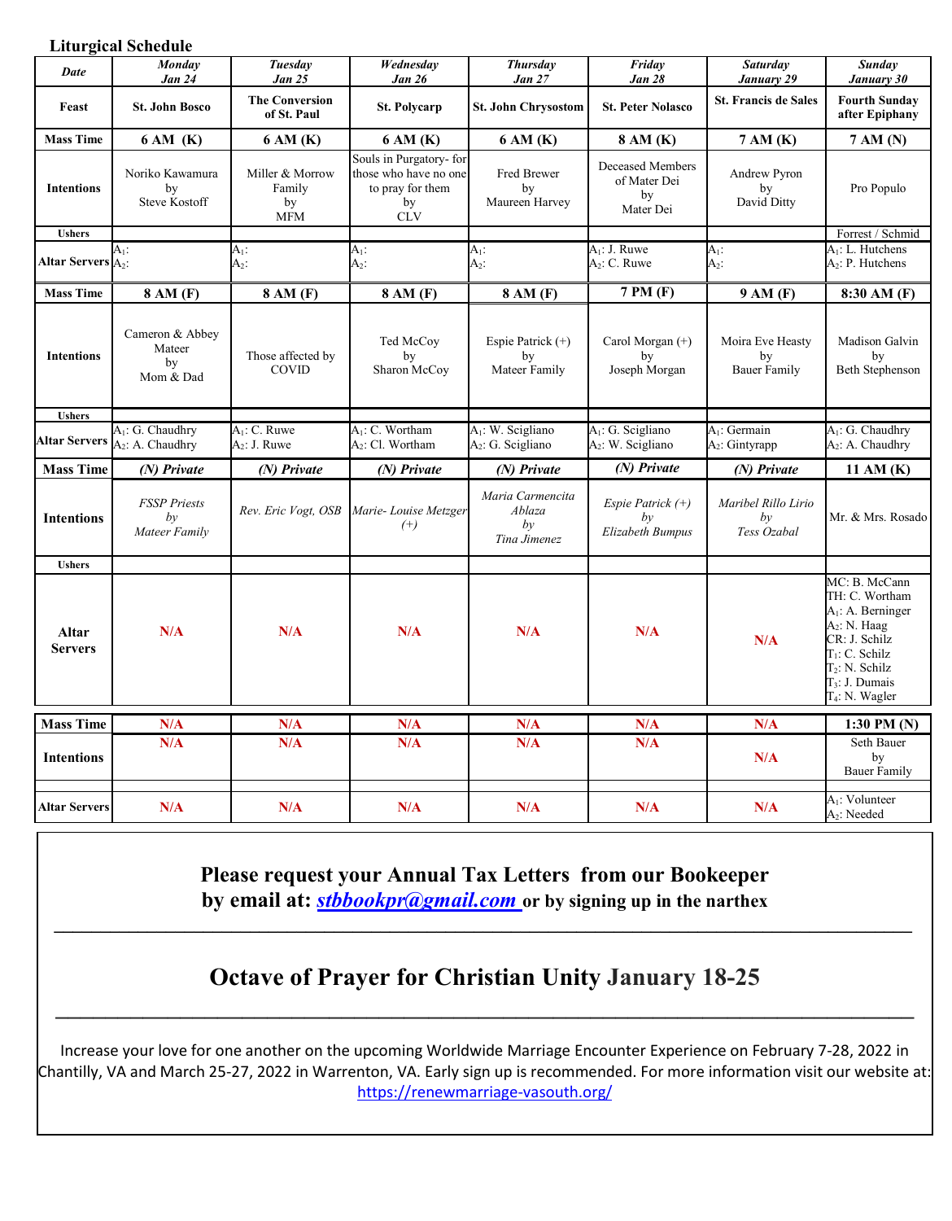**Liturgical Schedule**

| Date | *Monday Jan 24* | *Tuesday Jan 25* | *Wednesday Jan 26* | *Thursday Jan 27* | *Friday Jan 28* | *Saturday January 29* | *Sunday January 30* |
|---|---|---|---|---|---|---|---|
| **Feast** | **St. John Bosco** | **The Conversion of St. Paul** | **St. Polycarp** | **St. John Chrysostom** | **St. Peter Nolasco** | **St. Francis de Sales** | **Fourth Sunday after Epiphany** |
| **Mass Time** | **6 AM (K)** | **6 AM (K)** | **6 AM (K)** | **6 AM (K)** | **8 AM (K)** | **7 AM (K)** | **7 AM (N)** |
| **Intentions** | Noriko Kawamura by Steve Kostoff | Miller & Morrow Family by MFM | Souls in Purgatory- for those who have no one to pray for them by CLV | Fred Brewer by Maureen Harvey | Deceased Members of Mater Dei by Mater Dei | Andrew Pyron by David Ditty | Pro Populo |
| **Ushers** | | | | | | | Forrest / Schmid |
| **Altar Servers** | $A_1$: $A_2$: | $A_1$: $A_2$: | $A_1$: $A_2$: | $A_1$: $A_2$: | $A_1$: J. Ruwe $A_2$: C. Ruwe | $A_1$: $A_2$: | $A_1$: L. Hutchens $A_2$: P. Hutchens |
| **Mass Time** | **8 AM (F)** | **8 AM (F)** | **8 AM (F)** | **8 AM (F)** | **7 PM (F)** | **9 AM (F)** | **8:30 AM (F)** |
| **Intentions** | Cameron & Abbey Mateer by Mom & Dad | Those affected by COVID | Ted McCoy by Sharon McCoy | Espie Patrick (+) by Mateer Family | Carol Morgan (+) by Joseph Morgan | Moira Eve Heasty by Bauer Family | Madison Galvin by Beth Stephenson |
| **Ushers** | | | | | | | |
| **Altar Servers** | $A_1$: G. Chaudhry $A_2$: A. Chaudhry | $A_1$: C. Ruwe $A_2$: J. Ruwe | $A_1$: C. Wortham $A_2$: Cl. Wortham | $A_1$: W. Scigliano $A_2$: G. Scigliano | $A_1$: G. Scigliano $A_2$: W. Scigliano | $A_1$: Germain $A_2$: Gintyrapp | $A_1$: G. Chaudhry $A_2$: A. Chaudhry |
| **Mass Time** | ***(N) Private*** | ***(N) Private*** | ***(N) Private*** | ***(N) Private*** | ***(N) Private*** | ***(N) Private*** | **11 AM (K)** |
| **Intentions** | *FSSP Priests by Mateer Family* | *Rev. Eric Vogt, OSB* | *Marie- Louise Metzger (+)* | *Maria Carmencita Ablaza by Tina Jimenez* | *Espie Patrick (+) by Elizabeth Bumpus* | *Maribel Rillo Lirio by Tess Ozabal* | Mr. & Mrs. Rosado |
| **Ushers** | | | | | | | |
| **Altar Servers** | **N/A** | **N/A** | **N/A** | **N/A** | **N/A** | **N/A** | MC: B. McCann TH: C. Wortham $A_1$: A. Berninger $A_2$: N. Haag CR: J. Schilz $T_1$: C. Schilz $T_2$: N. Schilz $T_3$: J. Dumais $T_4$: N. Wagler |
| **Mass Time** | **N/A** | **N/A** | **N/A** | **N/A** | **N/A** | **N/A** | **1:30 PM (N)** |
| **Intentions** | **N/A** | **N/A** | **N/A** | **N/A** | **N/A** | **N/A** | Seth Bauer by Bauer Family |
| **Altar Servers** | **N/A** | **N/A** | **N/A** | **N/A** | **N/A** | **N/A** | $A_1$: Volunteer $A_2$: Needed |

**Please request your Annual Tax Letters from our Bookeeper by email at: *stbbookpr@gmail.com* or by signing up in the narthex**

---

## Octave of Prayer for Christian Unity January 18-25

---

Increase your love for one another on the upcoming Worldwide Marriage Encounter Experience on February 7-28, 2022 in Chantilly, VA and March 25-27, 2022 in Warrenton, VA. Early sign up is recommended. For more information visit our website at: https://renewmarriage-vasouth.org/